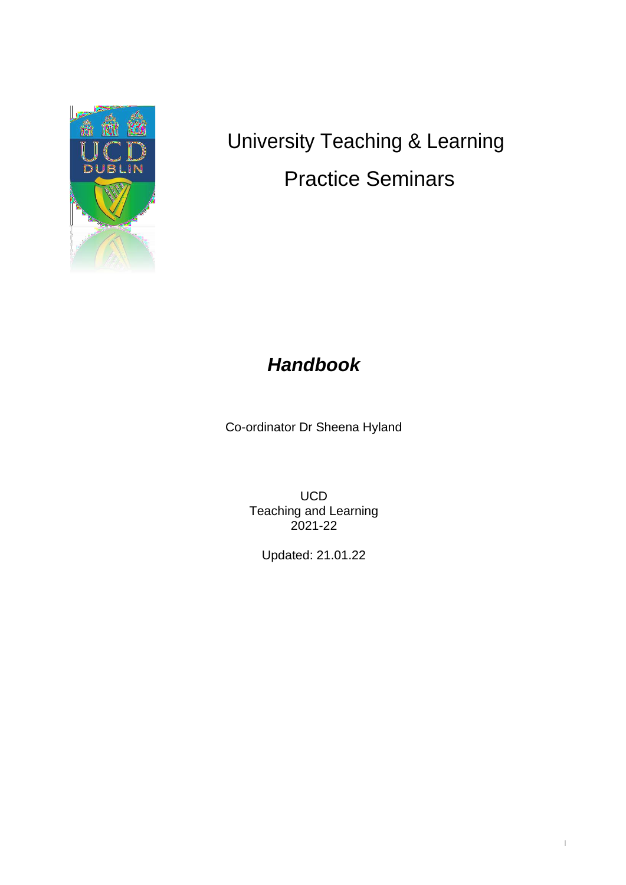# University Teaching & Learning

# Practice Seminars

## ***Handbook***

Co-ordinator Dr Sheena Hyland

UCD
Teaching and Learning
2021-22

Updated: 21.01.22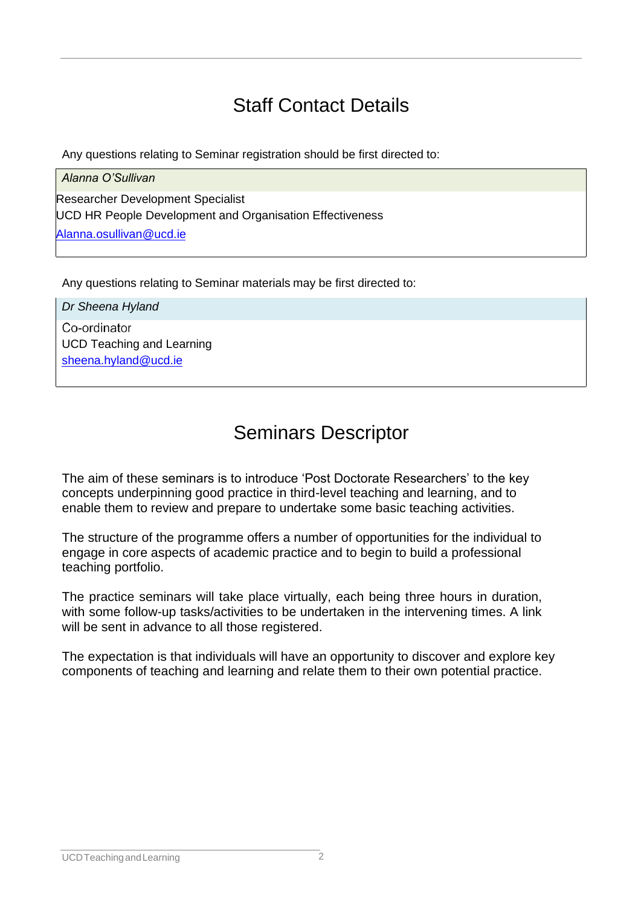# Staff Contact Details

Any questions relating to Seminar registration should be first directed to:

| *Alanna O'Sullivan* |
| --- |
| Researcher Development Specialist<br>UCD HR People Development and Organisation Effectiveness<br>Alanna.osullivan@ucd.ie |

Any questions relating to Seminar materials may be first directed to:

| *Dr Sheena Hyland* |
| --- |
| Co-ordinator<br>UCD Teaching and Learning<br>sheena.hyland@ucd.ie |

# Seminars Descriptor

The aim of these seminars is to introduce 'Post Doctorate Researchers' to the key concepts underpinning good practice in third-level teaching and learning, and to enable them to review and prepare to undertake some basic teaching activities.

The structure of the programme offers a number of opportunities for the individual to engage in core aspects of academic practice and to begin to build a professional teaching portfolio.

The practice seminars will take place virtually, each being three hours in duration, with some follow-up tasks/activities to be undertaken in the intervening times. A link will be sent in advance to all those registered.

The expectation is that individuals will have an opportunity to discover and explore key components of teaching and learning and relate them to their own potential practice.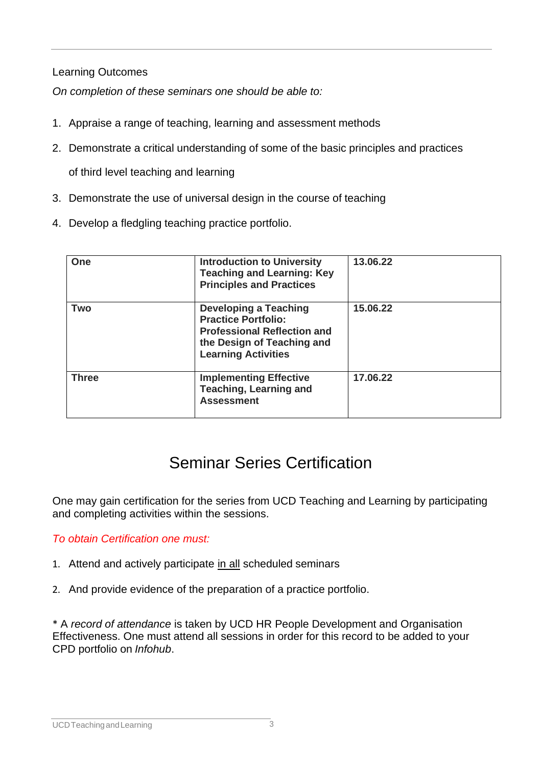Learning Outcomes

*On completion of these seminars one should be able to:*

1. Appraise a range of teaching, learning and assessment methods
2. Demonstrate a critical understanding of some of the basic principles and practices of third level teaching and learning
3. Demonstrate the use of universal design in the course of teaching
4. Develop a fledgling teaching practice portfolio.

| **One** | **Introduction to University Teaching and Learning: Key Principles and Practices** | **13.06.22** |
|---|---|---|
| **Two** | **Developing a Teaching Practice Portfolio: Professional Reflection and the Design of Teaching and Learning Activities** | **15.06.22** |
| **Three** | **Implementing Effective Teaching, Learning and Assessment** | **17.06.22** |

## Seminar Series Certification

One may gain certification for the series from UCD Teaching and Learning by participating and completing activities within the sessions.

*To obtain Certification one must:*

1. Attend and actively participate in all scheduled seminars
2. And provide evidence of the preparation of a practice portfolio.

\* A *record of attendance* is taken by UCD HR People Development and Organisation Effectiveness. One must attend all sessions in order for this record to be added to your CPD portfolio on *Infohub*.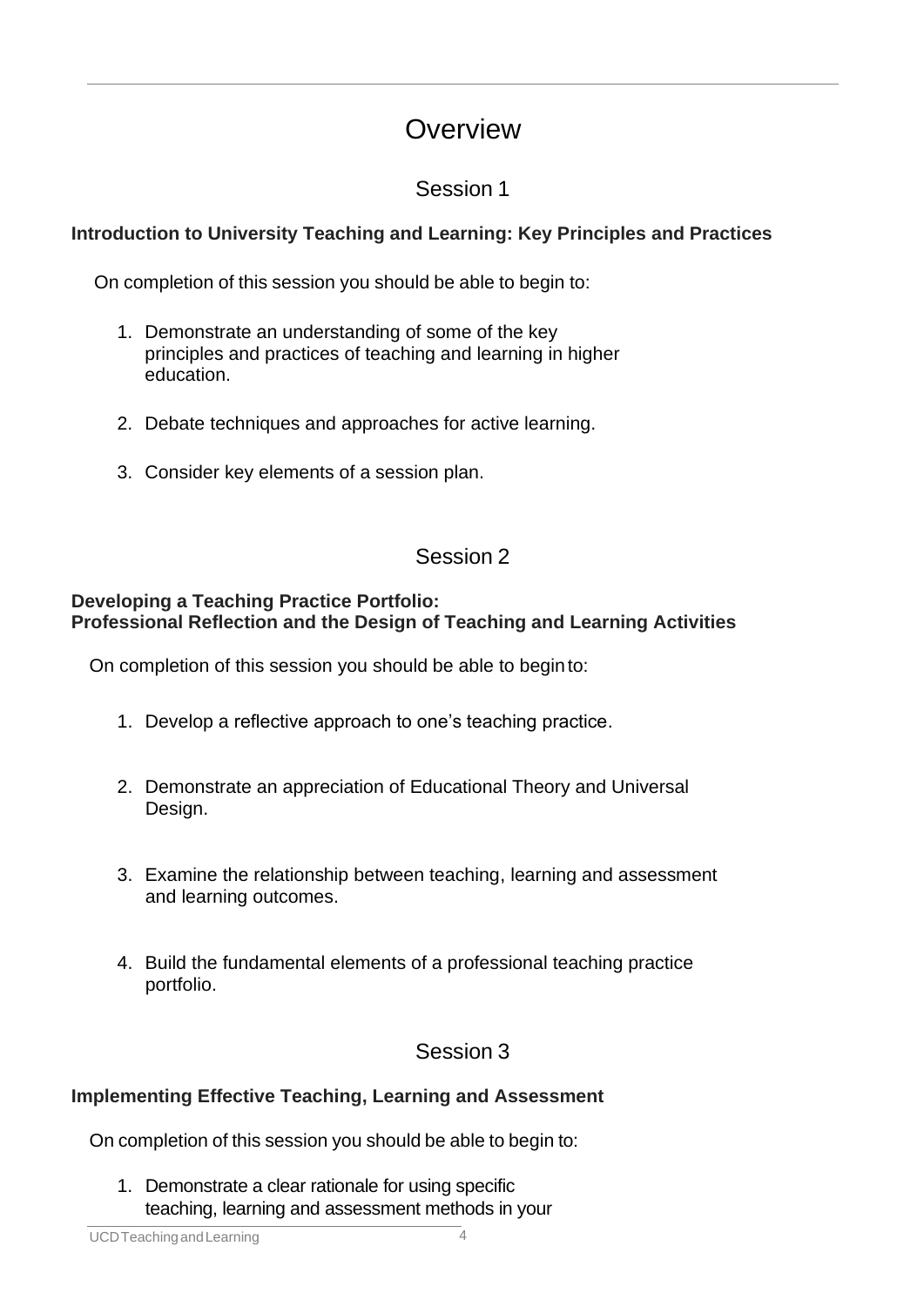# Overview

## Session 1

**Introduction to University Teaching and Learning: Key Principles and Practices**

On completion of this session you should be able to begin to:

1. Demonstrate an understanding of some of the key principles and practices of teaching and learning in higher education.

2. Debate techniques and approaches for active learning.

3. Consider key elements of a session plan.

## Session 2

**Developing a Teaching Practice Portfolio:**
**Professional Reflection and the Design of Teaching and Learning Activities**

On completion of this session you should be able to begin to:

1. Develop a reflective approach to one's teaching practice.

2. Demonstrate an appreciation of Educational Theory and Universal Design.

3. Examine the relationship between teaching, learning and assessment and learning outcomes.

4. Build the fundamental elements of a professional teaching practice portfolio.

## Session 3

**Implementing Effective Teaching, Learning and Assessment**

On completion of this session you should be able to begin to:

1. Demonstrate a clear rationale for using specific teaching, learning and assessment methods in your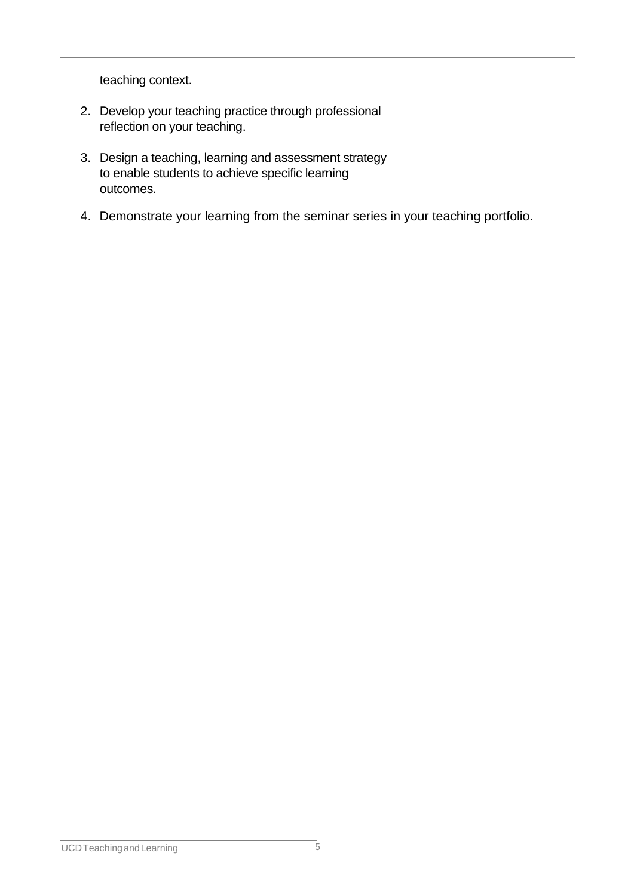teaching context.

2. Develop your teaching practice through professional reflection on your teaching.
3. Design a teaching, learning and assessment strategy to enable students to achieve specific learning outcomes.
4. Demonstrate your learning from the seminar series in your teaching portfolio.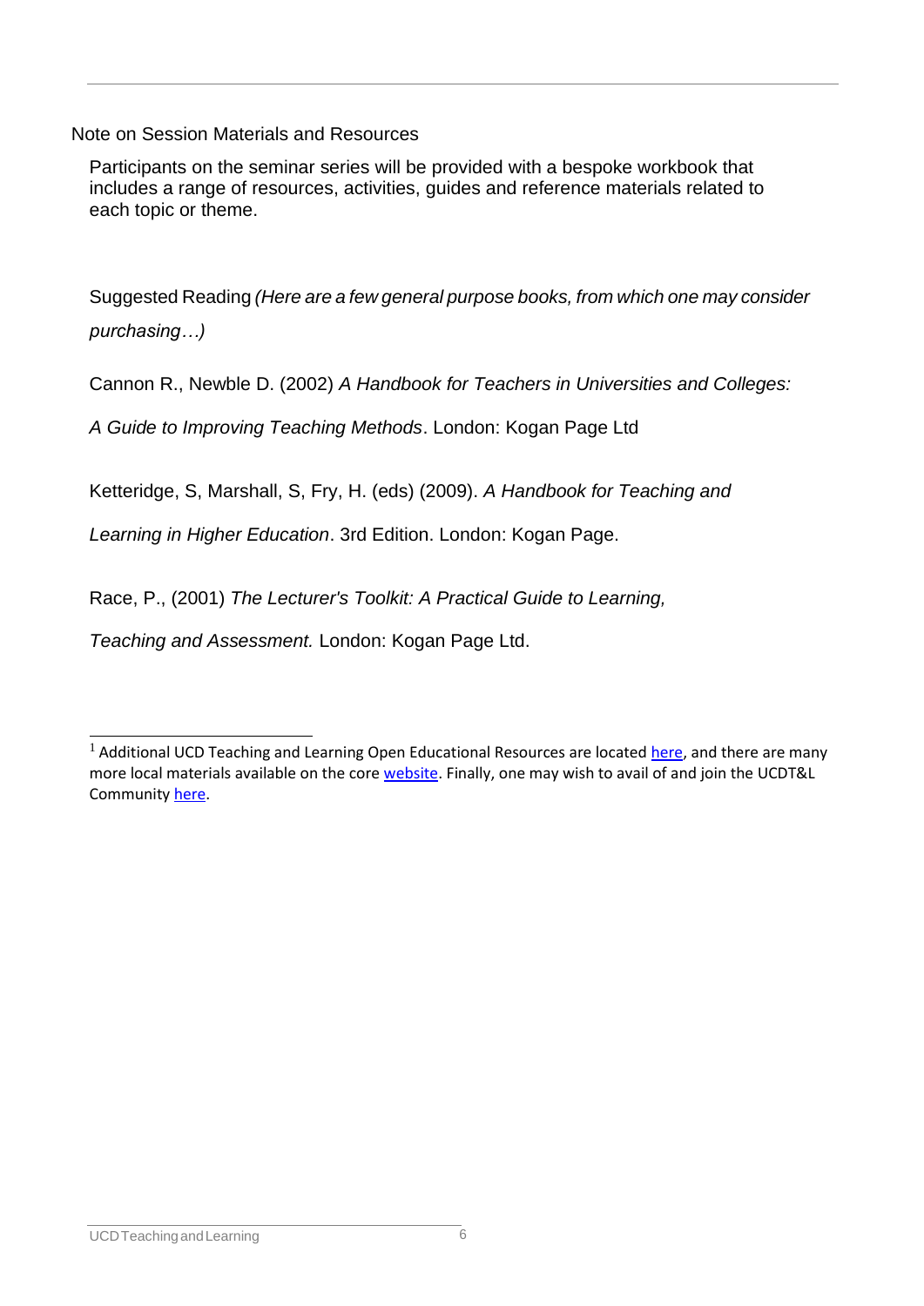Note on Session Materials and Resources

Participants on the seminar series will be provided with a bespoke workbook that includes a range of resources, activities, guides and reference materials related to each topic or theme.

Suggested Reading *(Here are a few general purpose books, from which one may consider purchasing…)*

Cannon R., Newble D. (2002) *A Handbook for Teachers in Universities and Colleges: A Guide to Improving Teaching Methods*. London: Kogan Page Ltd

Ketteridge, S, Marshall, S, Fry, H. (eds) (2009). *A Handbook for Teaching and Learning in Higher Education*. 3rd Edition. London: Kogan Page.

Race, P., (2001) *The Lecturer's Toolkit: A Practical Guide to Learning, Teaching and Assessment.* London: Kogan Page Ltd.

---

[1] Additional UCD Teaching and Learning Open Educational Resources are located here, and there are many more local materials available on the core website. Finally, one may wish to avail of and join the UCDT&L Community here.